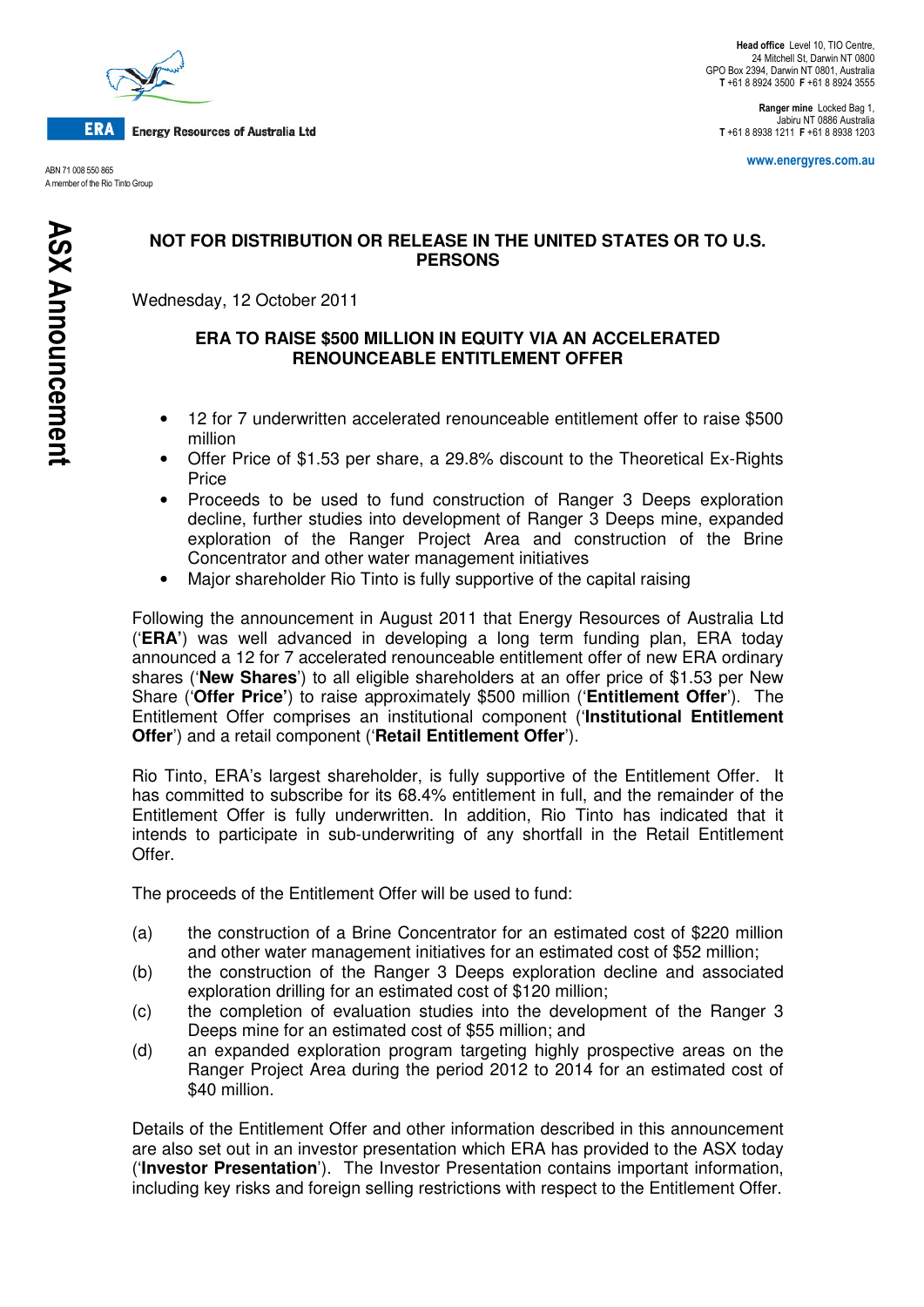ERA Energy Resources of Australia Ltd

ABN 71 008 550 865
A member of the Rio Tinto Group

**Head office** Level 10, TIO Centre,
24 Mitchell St, Darwin NT 0800
GPO Box 2394, Darwin NT 0801, Australia
**T** +61 8 8924 3500 **F** +61 8 8924 3555

**Ranger mine** Locked Bag 1,
Jabiru NT 0886 Australia
**T** +61 8 8938 1211 **F** +61 8 8938 1203

www.energyres.com.au

**ASX Announcement**

**NOT FOR DISTRIBUTION OR RELEASE IN THE UNITED STATES OR TO U.S. PERSONS**

Wednesday, 12 October 2011

## ERA TO RAISE $500 MILLION IN EQUITY VIA AN ACCELERATED RENOUNCEABLE ENTITLEMENT OFFER

- 12 for 7 underwritten accelerated renounceable entitlement offer to raise $500 million
- Offer Price of $1.53 per share, a 29.8% discount to the Theoretical Ex-Rights Price
- Proceeds to be used to fund construction of Ranger 3 Deeps exploration decline, further studies into development of Ranger 3 Deeps mine, expanded exploration of the Ranger Project Area and construction of the Brine Concentrator and other water management initiatives
- Major shareholder Rio Tinto is fully supportive of the capital raising

Following the announcement in August 2011 that Energy Resources of Australia Ltd ('**ERA**') was well advanced in developing a long term funding plan, ERA today announced a 12 for 7 accelerated renounceable entitlement offer of new ERA ordinary shares ('**New Shares**') to all eligible shareholders at an offer price of $1.53 per New Share ('**Offer Price'**) to raise approximately $500 million ('**Entitlement Offer**'). The Entitlement Offer comprises an institutional component ('**Institutional Entitlement Offer**') and a retail component ('**Retail Entitlement Offer**').

Rio Tinto, ERA's largest shareholder, is fully supportive of the Entitlement Offer. It has committed to subscribe for its 68.4% entitlement in full, and the remainder of the Entitlement Offer is fully underwritten. In addition, Rio Tinto has indicated that it intends to participate in sub-underwriting of any shortfall in the Retail Entitlement Offer.

The proceeds of the Entitlement Offer will be used to fund:

(a) the construction of a Brine Concentrator for an estimated cost of $220 million and other water management initiatives for an estimated cost of $52 million;

(b) the construction of the Ranger 3 Deeps exploration decline and associated exploration drilling for an estimated cost of $120 million;

(c) the completion of evaluation studies into the development of the Ranger 3 Deeps mine for an estimated cost of $55 million; and

(d) an expanded exploration program targeting highly prospective areas on the Ranger Project Area during the period 2012 to 2014 for an estimated cost of $40 million.

Details of the Entitlement Offer and other information described in this announcement are also set out in an investor presentation which ERA has provided to the ASX today ('**Investor Presentation**'). The Investor Presentation contains important information, including key risks and foreign selling restrictions with respect to the Entitlement Offer.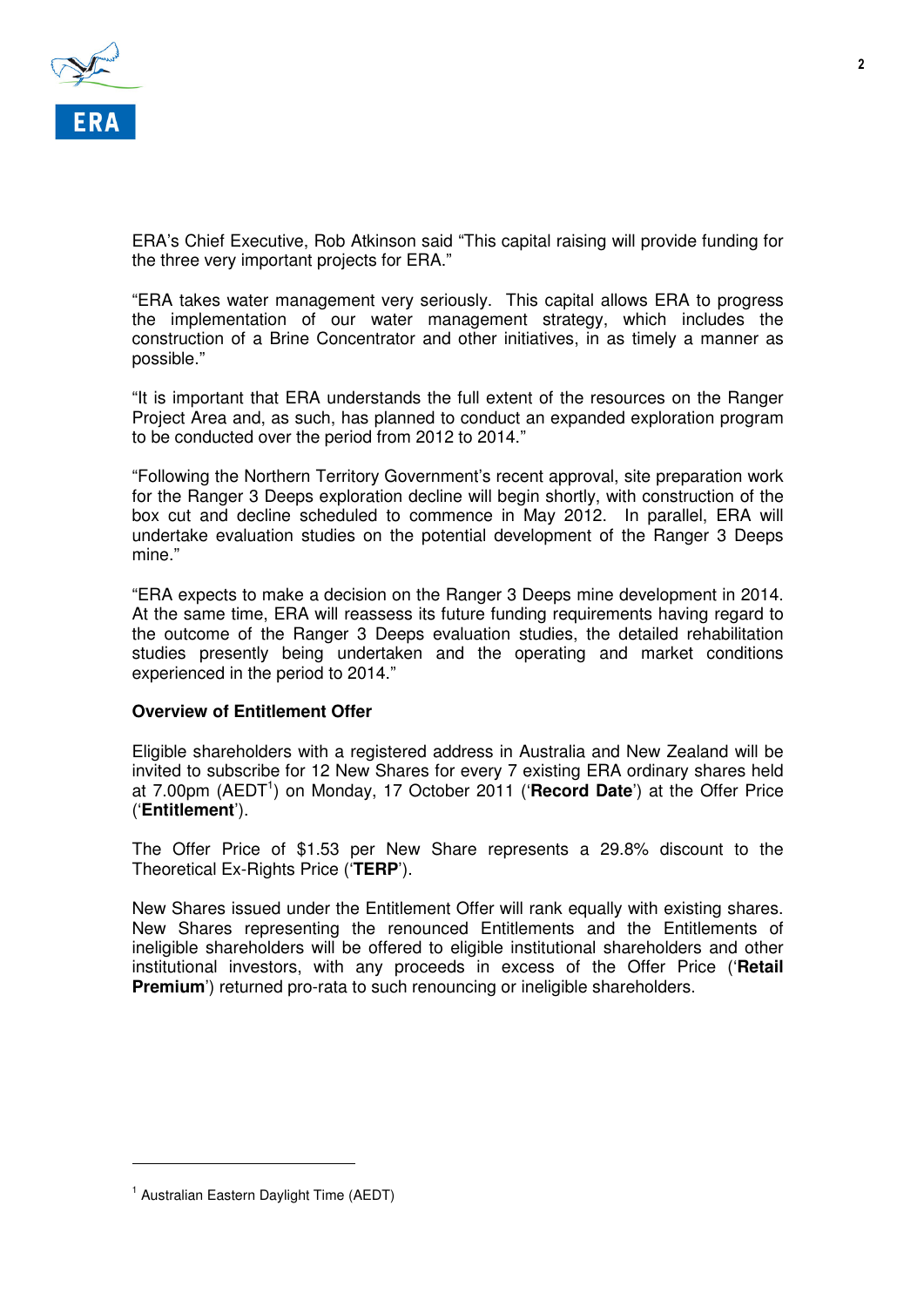ERA's Chief Executive, Rob Atkinson said "This capital raising will provide funding for the three very important projects for ERA."

"ERA takes water management very seriously. This capital allows ERA to progress the implementation of our water management strategy, which includes the construction of a Brine Concentrator and other initiatives, in as timely a manner as possible."

"It is important that ERA understands the full extent of the resources on the Ranger Project Area and, as such, has planned to conduct an expanded exploration program to be conducted over the period from 2012 to 2014."

"Following the Northern Territory Government's recent approval, site preparation work for the Ranger 3 Deeps exploration decline will begin shortly, with construction of the box cut and decline scheduled to commence in May 2012. In parallel, ERA will undertake evaluation studies on the potential development of the Ranger 3 Deeps mine."

"ERA expects to make a decision on the Ranger 3 Deeps mine development in 2014. At the same time, ERA will reassess its future funding requirements having regard to the outcome of the Ranger 3 Deeps evaluation studies, the detailed rehabilitation studies presently being undertaken and the operating and market conditions experienced in the period to 2014."

**Overview of Entitlement Offer**

Eligible shareholders with a registered address in Australia and New Zealand will be invited to subscribe for 12 New Shares for every 7 existing ERA ordinary shares held at 7.00pm (AEDT[1]) on Monday, 17 October 2011 ('**Record Date**') at the Offer Price ('**Entitlement**').

The Offer Price of $1.53 per New Share represents a 29.8% discount to the Theoretical Ex-Rights Price ('**TERP**').

New Shares issued under the Entitlement Offer will rank equally with existing shares. New Shares representing the renounced Entitlements and the Entitlements of ineligible shareholders will be offered to eligible institutional shareholders and other institutional investors, with any proceeds in excess of the Offer Price ('**Retail Premium**') returned pro-rata to such renouncing or ineligible shareholders.

[1] Australian Eastern Daylight Time (AEDT)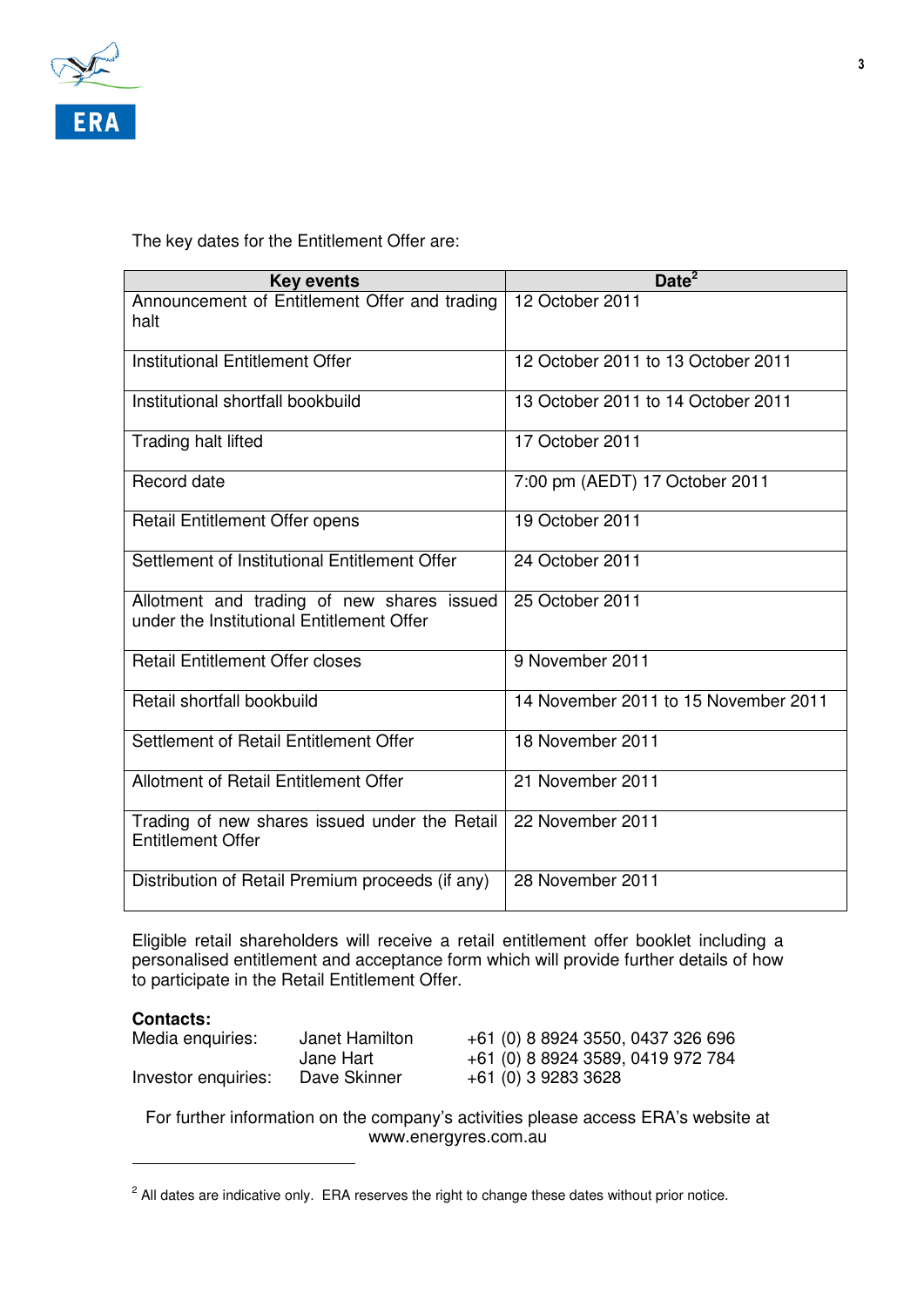The key dates for the Entitlement Offer are:

| Key events | Date[2] |
|---|---|
| Announcement of Entitlement Offer and trading halt | 12 October 2011 |
| Institutional Entitlement Offer | 12 October 2011 to 13 October 2011 |
| Institutional shortfall bookbuild | 13 October 2011 to 14 October 2011 |
| Trading halt lifted | 17 October 2011 |
| Record date | 7:00 pm (AEDT) 17 October 2011 |
| Retail Entitlement Offer opens | 19 October 2011 |
| Settlement of Institutional Entitlement Offer | 24 October 2011 |
| Allotment and trading of new shares issued under the Institutional Entitlement Offer | 25 October 2011 |
| Retail Entitlement Offer closes | 9 November 2011 |
| Retail shortfall bookbuild | 14 November 2011 to 15 November 2011 |
| Settlement of Retail Entitlement Offer | 18 November 2011 |
| Allotment of Retail Entitlement Offer | 21 November 2011 |
| Trading of new shares issued under the Retail Entitlement Offer | 22 November 2011 |
| Distribution of Retail Premium proceeds (if any) | 28 November 2011 |

Eligible retail shareholders will receive a retail entitlement offer booklet including a personalised entitlement and acceptance form which will provide further details of how to participate in the Retail Entitlement Offer.

**Contacts:**

| | | |
|---|---|---|
| Media enquiries: | Janet Hamilton | +61 (0) 8 8924 3550, 0437 326 696 |
| | Jane Hart | +61 (0) 8 8924 3589, 0419 972 784 |
| Investor enquiries: | Dave Skinner | +61 (0) 3 9283 3628 |

For further information on the company's activities please access ERA's website at www.energyres.com.au

[2] All dates are indicative only. ERA reserves the right to change these dates without prior notice.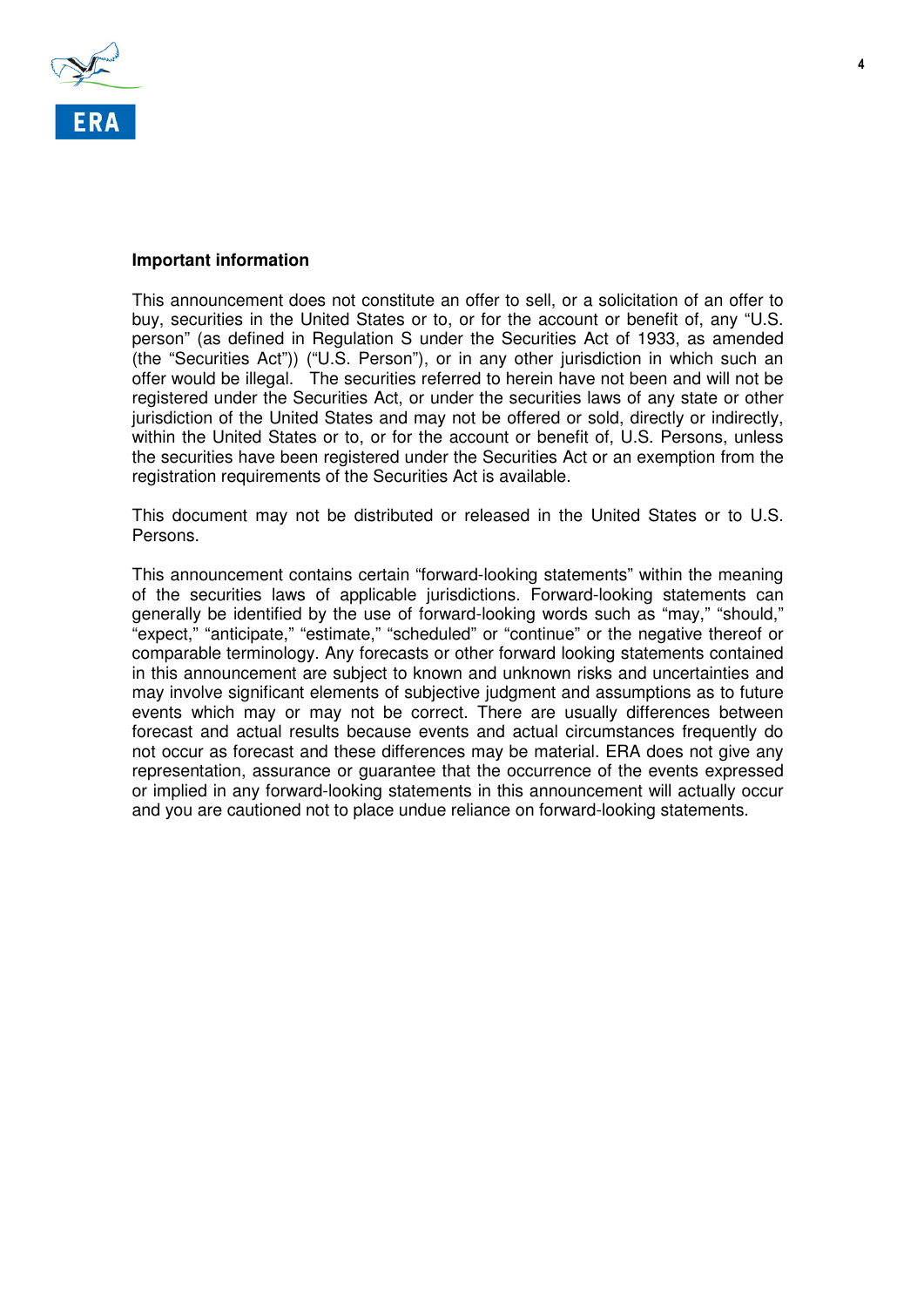**Important information**

This announcement does not constitute an offer to sell, or a solicitation of an offer to buy, securities in the United States or to, or for the account or benefit of, any "U.S. person" (as defined in Regulation S under the Securities Act of 1933, as amended (the "Securities Act")) ("U.S. Person"), or in any other jurisdiction in which such an offer would be illegal. The securities referred to herein have not been and will not be registered under the Securities Act, or under the securities laws of any state or other jurisdiction of the United States and may not be offered or sold, directly or indirectly, within the United States or to, or for the account or benefit of, U.S. Persons, unless the securities have been registered under the Securities Act or an exemption from the registration requirements of the Securities Act is available.

This document may not be distributed or released in the United States or to U.S. Persons.

This announcement contains certain "forward-looking statements" within the meaning of the securities laws of applicable jurisdictions. Forward-looking statements can generally be identified by the use of forward-looking words such as "may," "should," "expect," "anticipate," "estimate," "scheduled" or "continue" or the negative thereof or comparable terminology. Any forecasts or other forward looking statements contained in this announcement are subject to known and unknown risks and uncertainties and may involve significant elements of subjective judgment and assumptions as to future events which may or may not be correct. There are usually differences between forecast and actual results because events and actual circumstances frequently do not occur as forecast and these differences may be material. ERA does not give any representation, assurance or guarantee that the occurrence of the events expressed or implied in any forward-looking statements in this announcement will actually occur and you are cautioned not to place undue reliance on forward-looking statements.